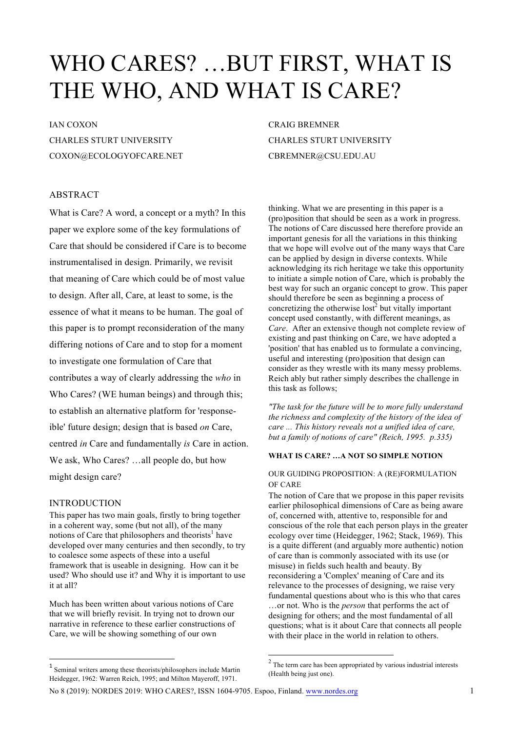# WHO CARES? …BUT FIRST, WHAT IS THE WHO, AND WHAT IS CARE?

IAN COXON
CHARLES STURT UNIVERSITY
COXON@ECOLOGYOFCARE.NET

CRAIG BREMNER
CHARLES STURT UNIVERSITY
CBREMNER@CSU.EDU.AU

## ABSTRACT

What is Care? A word, a concept or a myth? In this paper we explore some of the key formulations of Care that should be considered if Care is to become instrumentalised in design. Primarily, we revisit that meaning of Care which could be of most value to design. After all, Care, at least to some, is the essence of what it means to be human. The goal of this paper is to prompt reconsideration of the many differing notions of Care and to stop for a moment to investigate one formulation of Care that contributes a way of clearly addressing the *who* in Who Cares? (WE human beings) and through this; to establish an alternative platform for 'response-ible' future design; design that is based *on* Care, centred *in* Care and fundamentally *is* Care in action. We ask, Who Cares? …all people do, but how might design care?

## INTRODUCTION

This paper has two main goals, firstly to bring together in a coherent way, some (but not all), of the many notions of Care that philosophers and theorists[1] have developed over many centuries and then secondly, to try to coalesce some aspects of these into a useful framework that is useable in designing. How can it be used? Who should use it? and Why it is important to use it at all?

Much has been written about various notions of Care that we will briefly revisit. In trying not to drown our narrative in reference to these earlier constructions of Care, we will be showing something of our own thinking. What we are presenting in this paper is a (pro)position that should be seen as a work in progress. The notions of Care discussed here therefore provide an important genesis for all the variations in this thinking that we hope will evolve out of the many ways that Care can be applied by design in diverse contexts. While acknowledging its rich heritage we take this opportunity to initiate a simple notion of Care, which is probably the best way for such an organic concept to grow. This paper should therefore be seen as beginning a process of concretizing the otherwise lost[2] but vitally important concept used constantly, with different meanings, as *Care*. After an extensive though not complete review of existing and past thinking on Care, we have adopted a 'position' that has enabled us to formulate a convincing, useful and interesting (pro)position that design can consider as they wrestle with its many messy problems. Reich ably but rather simply describes the challenge in this task as follows;

*"The task for the future will be to more fully understand the richness and complexity of the history of the idea of care ... This history reveals not a unified idea of care, but a family of notions of care" (Reich, 1995. p.335)*

## WHAT IS CARE? …A NOT SO SIMPLE NOTION

### OUR GUIDING PROPOSITION: A (RE)FORMULATION OF CARE

The notion of Care that we propose in this paper revisits earlier philosophical dimensions of Care as being aware of, concerned with, attentive to, responsible for and conscious of the role that each person plays in the greater ecology over time (Heidegger, 1962; Stack, 1969). This is a quite different (and arguably more authentic) notion of care than is commonly associated with its use (or misuse) in fields such health and beauty. By reconsidering a 'Complex' meaning of Care and its relevance to the processes of designing, we raise very fundamental questions about who is this who that cares …or not. Who is the *person* that performs the act of designing for others; and the most fundamental of all questions; what is it about Care that connects all people with their place in the world in relation to others.

---

[1] Seminal writers among these theorists/philosophers include Martin Heidegger, 1962: Warren Reich, 1995; and Milton Mayeroff, 1971.

[2] The term care has been appropriated by various industrial interests (Health being just one).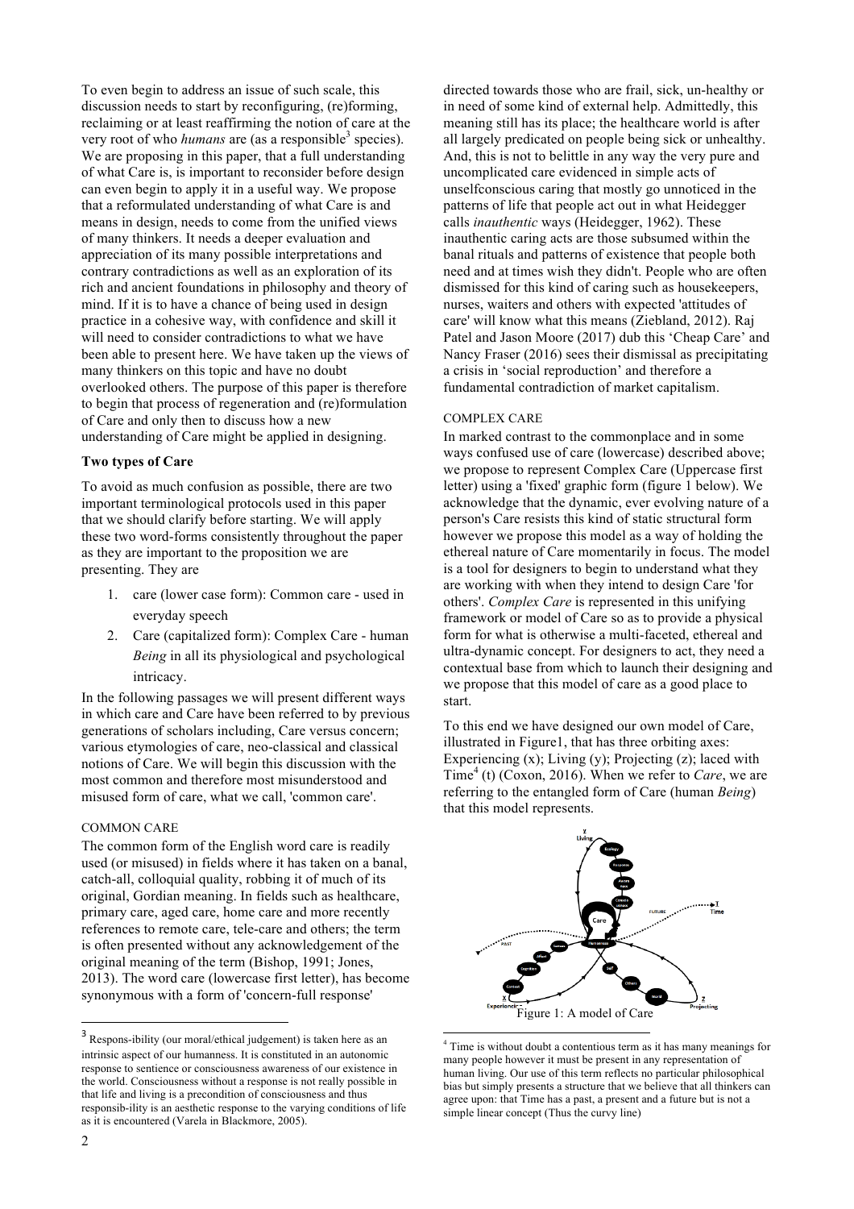To even begin to address an issue of such scale, this discussion needs to start by reconfiguring, (re)forming, reclaiming or at least reaffirming the notion of care at the very root of who *humans* are (as a responsible[3] species). We are proposing in this paper, that a full understanding of what Care is, is important to reconsider before design can even begin to apply it in a useful way. We propose that a reformulated understanding of what Care is and means in design, needs to come from the unified views of many thinkers. It needs a deeper evaluation and appreciation of its many possible interpretations and contrary contradictions as well as an exploration of its rich and ancient foundations in philosophy and theory of mind. If it is to have a chance of being used in design practice in a cohesive way, with confidence and skill it will need to consider contradictions to what we have been able to present here. We have taken up the views of many thinkers on this topic and have no doubt overlooked others. The purpose of this paper is therefore to begin that process of regeneration and (re)formulation of Care and only then to discuss how a new understanding of Care might be applied in designing.

## Two types of Care

To avoid as much confusion as possible, there are two important terminological protocols used in this paper that we should clarify before starting. We will apply these two word-forms consistently throughout the paper as they are important to the proposition we are presenting. They are

1. care (lower case form): Common care - used in everyday speech
2. Care (capitalized form): Complex Care - human *Being* in all its physiological and psychological intricacy.

In the following passages we will present different ways in which care and Care have been referred to by previous generations of scholars including, Care versus concern; various etymologies of care, neo-classical and classical notions of Care. We will begin this discussion with the most common and therefore most misunderstood and misused form of care, what we call, 'common care'.

### COMMON CARE

The common form of the English word care is readily used (or misused) in fields where it has taken on a banal, catch-all, colloquial quality, robbing it of much of its original, Gordian meaning. In fields such as healthcare, primary care, aged care, home care and more recently references to remote care, tele-care and others; the term is often presented without any acknowledgement of the original meaning of the term (Bishop, 1991; Jones, 2013). The word care (lowercase first letter), has become synonymous with a form of 'concern-full response' directed towards those who are frail, sick, un-healthy or in need of some kind of external help. Admittedly, this meaning still has its place; the healthcare world is after all largely predicated on people being sick or unhealthy. And, this is not to belittle in any way the very pure and uncomplicated care evidenced in simple acts of unselfconscious caring that mostly go unnoticed in the patterns of life that people act out in what Heidegger calls *inauthentic* ways (Heidegger, 1962). These inauthentic caring acts are those subsumed within the banal rituals and patterns of existence that people both need and at times wish they didn't. People who are often dismissed for this kind of caring such as housekeepers, nurses, waiters and others with expected 'attitudes of care' will know what this means (Ziebland, 2012). Raj Patel and Jason Moore (2017) dub this 'Cheap Care' and Nancy Fraser (2016) sees their dismissal as precipitating a crisis in 'social reproduction' and therefore a fundamental contradiction of market capitalism.

### COMPLEX CARE

In marked contrast to the commonplace and in some ways confused use of care (lowercase) described above; we propose to represent Complex Care (Uppercase first letter) using a 'fixed' graphic form (figure 1 below). We acknowledge that the dynamic, ever evolving nature of a person's Care resists this kind of static structural form however we propose this model as a way of holding the ethereal nature of Care momentarily in focus. The model is a tool for designers to begin to understand what they are working with when they intend to design Care 'for others'. *Complex Care* is represented in this unifying framework or model of Care so as to provide a physical form for what is otherwise a multi-faceted, ethereal and ultra-dynamic concept. For designers to act, they need a contextual base from which to launch their designing and we propose that this model of care as a good place to start.

To this end we have designed our own model of Care, illustrated in Figure1, that has three orbiting axes: Experiencing (x); Living (y); Projecting (z); laced with Time[4] (t) (Coxon, 2016). When we refer to *Care*, we are referring to the entangled form of Care (human *Being*) that this model represents.

Figure 1: A model of Care

---

[3] Respons-ibility (our moral/ethical judgement) is taken here as an intrinsic aspect of our humanness. It is constituted in an autonomic response to sentience or consciousness awareness of our existence in the world. Consciousness without a response is not really possible in that life and living is a precondition of consciousness and thus responsib-ility is an aesthetic response to the varying conditions of life as it is encountered (Varela in Blackmore, 2005).

[4] Time is without doubt a contentious term as it has many meanings for many people however it must be present in any representation of human living. Our use of this term reflects no particular philosophical bias but simply presents a structure that we believe that all thinkers can agree upon: that Time has a past, a present and a future but is not a simple linear concept (Thus the curvy line)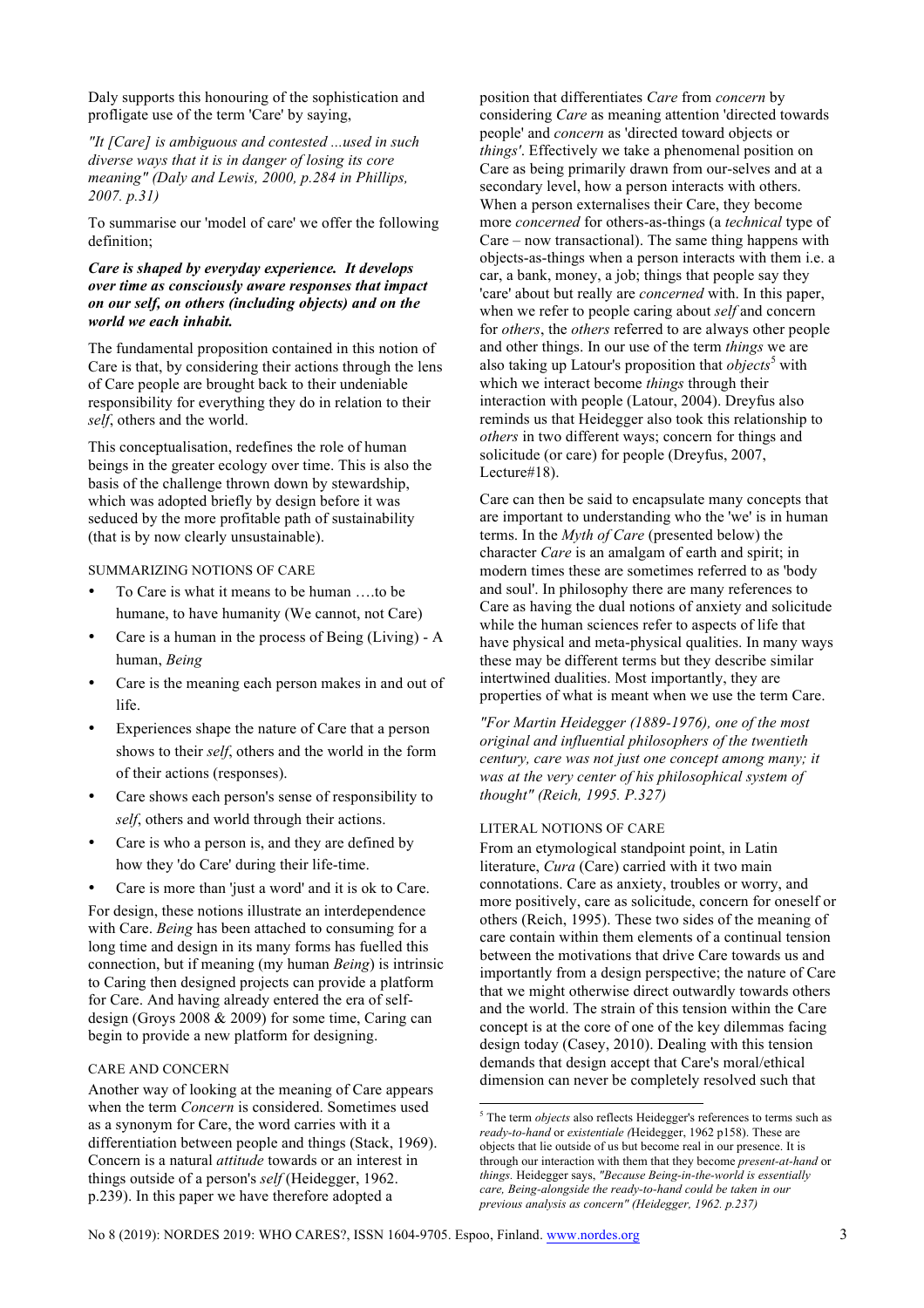Daly supports this honouring of the sophistication and profligate use of the term 'Care' by saying,

*"It [Care] is ambiguous and contested ...used in such diverse ways that it is in danger of losing its core meaning" (Daly and Lewis, 2000, p.284 in Phillips, 2007. p.31)*

To summarise our 'model of care' we offer the following definition;

***Care is shaped by everyday experience. It develops over time as consciously aware responses that impact on our self, on others (including objects) and on the world we each inhabit.***

The fundamental proposition contained in this notion of Care is that, by considering their actions through the lens of Care people are brought back to their undeniable responsibility for everything they do in relation to their *self*, others and the world.

This conceptualisation, redefines the role of human beings in the greater ecology over time. This is also the basis of the challenge thrown down by stewardship, which was adopted briefly by design before it was seduced by the more profitable path of sustainability (that is by now clearly unsustainable).

## SUMMARIZING NOTIONS OF CARE

- To Care is what it means to be human ….to be humane, to have humanity (We cannot, not Care)
- Care is a human in the process of Being (Living) - A human, *Being*
- Care is the meaning each person makes in and out of life.
- Experiences shape the nature of Care that a person shows to their *self*, others and the world in the form of their actions (responses).
- Care shows each person's sense of responsibility to *self*, others and world through their actions.
- Care is who a person is, and they are defined by how they 'do Care' during their life-time.
- Care is more than 'just a word' and it is ok to Care.

For design, these notions illustrate an interdependence with Care. *Being* has been attached to consuming for a long time and design in its many forms has fuelled this connection, but if meaning (my human *Being*) is intrinsic to Caring then designed projects can provide a platform for Care. And having already entered the era of self-design (Groys 2008 & 2009) for some time, Caring can begin to provide a new platform for designing.

## CARE AND CONCERN

Another way of looking at the meaning of Care appears when the term *Concern* is considered. Sometimes used as a synonym for Care, the word carries with it a differentiation between people and things (Stack, 1969). Concern is a natural *attitude* towards or an interest in things outside of a person's *self* (Heidegger, 1962. p.239). In this paper we have therefore adopted a position that differentiates *Care* from *concern* by considering *Care* as meaning attention 'directed towards people' and *concern* as 'directed toward objects or *things'*. Effectively we take a phenomenal position on Care as being primarily drawn from our-selves and at a secondary level, how a person interacts with others. When a person externalises their Care, they become more *concerned* for others-as-things (a *technical* type of Care – now transactional). The same thing happens with objects-as-things when a person interacts with them i.e. a car, a bank, money, a job; things that people say they 'care' about but really are *concerned* with. In this paper, when we refer to people caring about *self* and concern for *others*, the *others* referred to are always other people and other things. In our use of the term *things* we are also taking up Latour's proposition that *objects*[5] with which we interact become *things* through their interaction with people (Latour, 2004). Dreyfus also reminds us that Heidegger also took this relationship to *others* in two different ways; concern for things and solicitude (or care) for people (Dreyfus, 2007, Lecture#18).

Care can then be said to encapsulate many concepts that are important to understanding who the 'we' is in human terms. In the *Myth of Care* (presented below) the character *Care* is an amalgam of earth and spirit; in modern times these are sometimes referred to as 'body and soul'. In philosophy there are many references to Care as having the dual notions of anxiety and solicitude while the human sciences refer to aspects of life that have physical and meta-physical qualities. In many ways these may be different terms but they describe similar intertwined dualities. Most importantly, they are properties of what is meant when we use the term Care.

*"For Martin Heidegger (1889-1976), one of the most original and influential philosophers of the twentieth century, care was not just one concept among many; it was at the very center of his philosophical system of thought" (Reich, 1995. P.327)*

## LITERAL NOTIONS OF CARE

From an etymological standpoint point, in Latin literature, *Cura* (Care) carried with it two main connotations. Care as anxiety, troubles or worry, and more positively, care as solicitude, concern for oneself or others (Reich, 1995). These two sides of the meaning of care contain within them elements of a continual tension between the motivations that drive Care towards us and importantly from a design perspective; the nature of Care that we might otherwise direct outwardly towards others and the world. The strain of this tension within the Care concept is at the core of one of the key dilemmas facing design today (Casey, 2010). Dealing with this tension demands that design accept that Care's moral/ethical dimension can never be completely resolved such that

[5] The term *objects* also reflects Heidegger's references to terms such as *ready-to-hand* or *existentiale (*Heidegger, 1962 p158). These are objects that lie outside of us but become real in our presence. It is through our interaction with them that they become *present-at-hand* or *things.* Heidegger says, *"Because Being-in-the-world is essentially care, Being-alongside the ready-to-hand could be taken in our previous analysis as concern" (Heidegger, 1962. p.237)*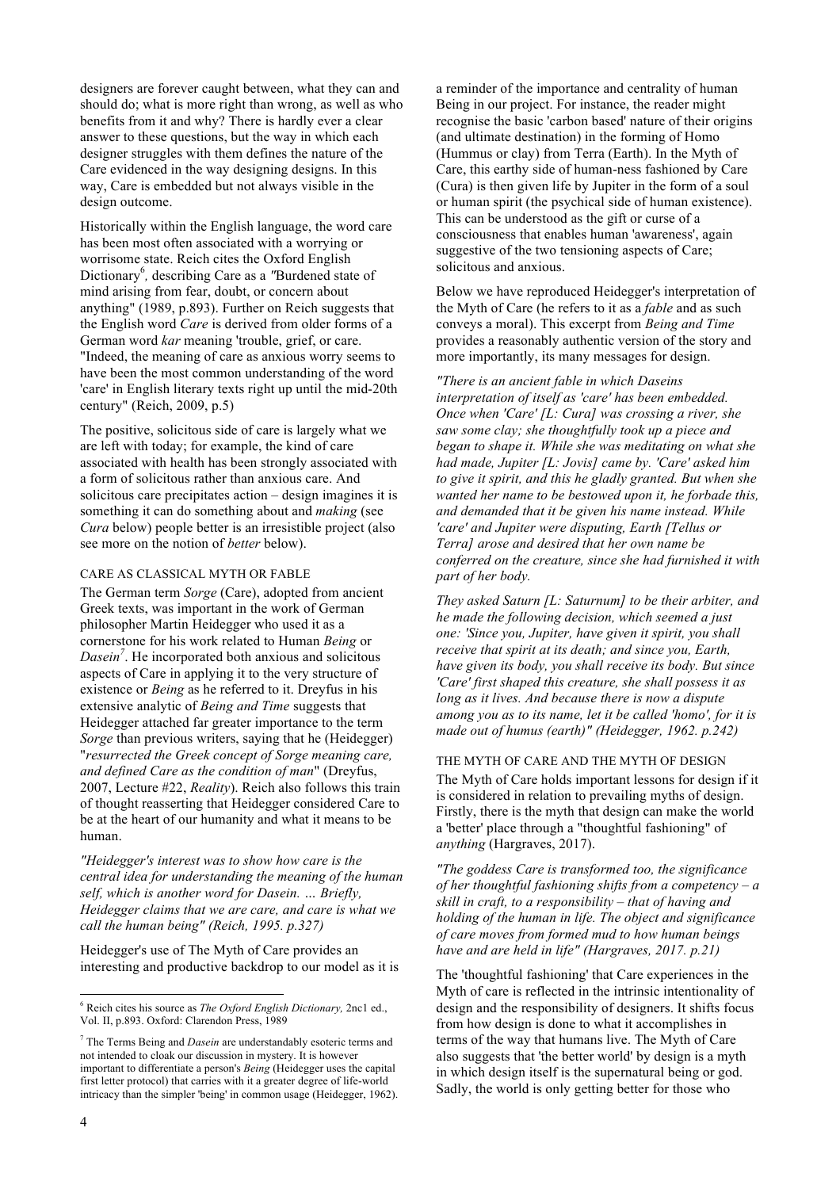designers are forever caught between, what they can and should do; what is more right than wrong, as well as who benefits from it and why? There is hardly ever a clear answer to these questions, but the way in which each designer struggles with them defines the nature of the Care evidenced in the way designing designs. In this way, Care is embedded but not always visible in the design outcome.

Historically within the English language, the word care has been most often associated with a worrying or worrisome state. Reich cites the Oxford English Dictionary[6], describing Care as a "Burdened state of mind arising from fear, doubt, or concern about anything" (1989, p.893). Further on Reich suggests that the English word *Care* is derived from older forms of a German word *kar* meaning 'trouble, grief, or care. "Indeed, the meaning of care as anxious worry seems to have been the most common understanding of the word 'care' in English literary texts right up until the mid-20th century" (Reich, 2009, p.5)

The positive, solicitous side of care is largely what we are left with today; for example, the kind of care associated with health has been strongly associated with a form of solicitous rather than anxious care. And solicitous care precipitates action – design imagines it is something it can do something about and *making* (see *Cura* below) people better is an irresistible project (also see more on the notion of *better* below).

### CARE AS CLASSICAL MYTH OR FABLE

The German term *Sorge* (Care), adopted from ancient Greek texts, was important in the work of German philosopher Martin Heidegger who used it as a cornerstone for his work related to Human *Being* or *Dasein*[7]. He incorporated both anxious and solicitous aspects of Care in applying it to the very structure of existence or *Being* as he referred to it. Dreyfus in his extensive analytic of *Being and Time* suggests that Heidegger attached far greater importance to the term *Sorge* than previous writers, saying that he (Heidegger) "*resurrected the Greek concept of Sorge meaning care, and defined Care as the condition of man*" (Dreyfus, 2007, Lecture #22, *Reality*). Reich also follows this train of thought reasserting that Heidegger considered Care to be at the heart of our humanity and what it means to be human.

*"Heidegger's interest was to show how care is the central idea for understanding the meaning of the human self, which is another word for Dasein. … Briefly, Heidegger claims that we are care, and care is what we call the human being" (Reich, 1995. p.327)*

Heidegger's use of The Myth of Care provides an interesting and productive backdrop to our model as it is a reminder of the importance and centrality of human Being in our project. For instance, the reader might recognise the basic 'carbon based' nature of their origins (and ultimate destination) in the forming of Homo (Hummus or clay) from Terra (Earth). In the Myth of Care, this earthy side of human-ness fashioned by Care (Cura) is then given life by Jupiter in the form of a soul or human spirit (the psychical side of human existence). This can be understood as the gift or curse of a consciousness that enables human 'awareness', again suggestive of the two tensioning aspects of Care; solicitous and anxious.

Below we have reproduced Heidegger's interpretation of the Myth of Care (he refers to it as a *fable* and as such conveys a moral). This excerpt from *Being and Time* provides a reasonably authentic version of the story and more importantly, its many messages for design.

*"There is an ancient fable in which Daseins interpretation of itself as 'care' has been embedded. Once when 'Care' [L: Cura] was crossing a river, she saw some clay; she thoughtfully took up a piece and began to shape it. While she was meditating on what she had made, Jupiter [L: Jovis] came by. 'Care' asked him to give it spirit, and this he gladly granted. But when she wanted her name to be bestowed upon it, he forbade this, and demanded that it be given his name instead. While 'care' and Jupiter were disputing, Earth [Tellus or Terra] arose and desired that her own name be conferred on the creature, since she had furnished it with part of her body.*

*They asked Saturn [L: Saturnum] to be their arbiter, and he made the following decision, which seemed a just one: 'Since you, Jupiter, have given it spirit, you shall receive that spirit at its death; and since you, Earth, have given its body, you shall receive its body. But since 'Care' first shaped this creature, she shall possess it as long as it lives. And because there is now a dispute among you as to its name, let it be called 'homo', for it is made out of humus (earth)" (Heidegger, 1962. p.242)*

### THE MYTH OF CARE AND THE MYTH OF DESIGN

The Myth of Care holds important lessons for design if it is considered in relation to prevailing myths of design. Firstly, there is the myth that design can make the world a 'better' place through a "thoughtful fashioning" of *anything* (Hargraves, 2017).

*"The goddess Care is transformed too, the significance of her thoughtful fashioning shifts from a competency – a skill in craft, to a responsibility – that of having and holding of the human in life. The object and significance of care moves from formed mud to how human beings have and are held in life" (Hargraves, 2017. p.21)*

The 'thoughtful fashioning' that Care experiences in the Myth of care is reflected in the intrinsic intentionality of design and the responsibility of designers. It shifts focus from how design is done to what it accomplishes in terms of the way that humans live. The Myth of Care also suggests that 'the better world' by design is a myth in which design itself is the supernatural being or god. Sadly, the world is only getting better for those who

---

[6] Reich cites his source as *The Oxford English Dictionary,* 2nc1 ed., Vol. II, p.893. Oxford: Clarendon Press, 1989

[7] The Terms Being and *Dasein* are understandably esoteric terms and not intended to cloak our discussion in mystery. It is however important to differentiate a person's *Being* (Heidegger uses the capital first letter protocol) that carries with it a greater degree of life-world intricacy than the simpler 'being' in common usage (Heidegger, 1962).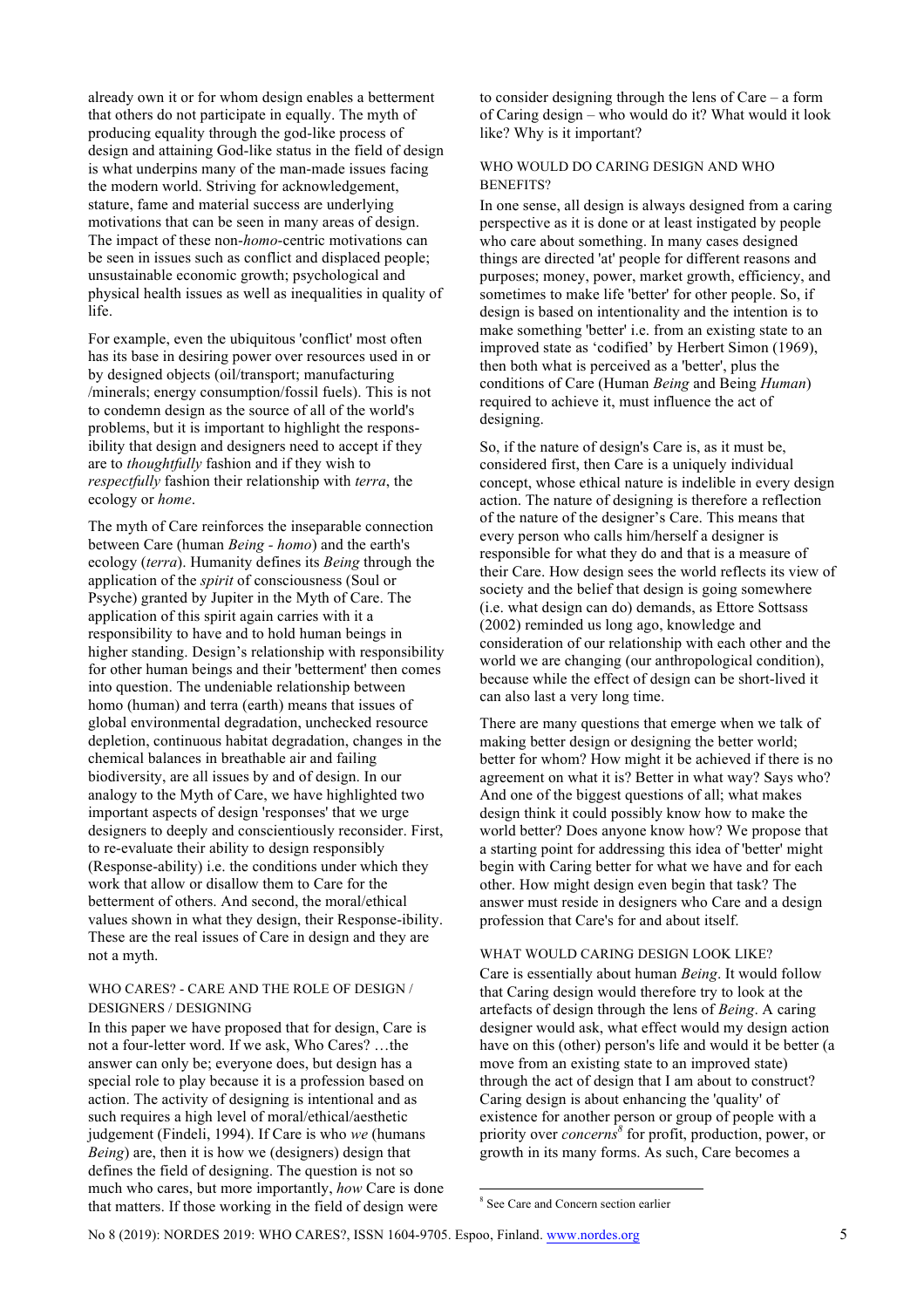already own it or for whom design enables a betterment that others do not participate in equally. The myth of producing equality through the god-like process of design and attaining God-like status in the field of design is what underpins many of the man-made issues facing the modern world. Striving for acknowledgement, stature, fame and material success are underlying motivations that can be seen in many areas of design. The impact of these non-*homo*-centric motivations can be seen in issues such as conflict and displaced people; unsustainable economic growth; psychological and physical health issues as well as inequalities in quality of life.

For example, even the ubiquitous 'conflict' most often has its base in desiring power over resources used in or by designed objects (oil/transport; manufacturing /minerals; energy consumption/fossil fuels). This is not to condemn design as the source of all of the world's problems, but it is important to highlight the responsibility that design and designers need to accept if they are to *thoughtfully* fashion and if they wish to *respectfully* fashion their relationship with *terra*, the ecology or *home*.

The myth of Care reinforces the inseparable connection between Care (human *Being* - *homo*) and the earth's ecology (*terra*). Humanity defines its *Being* through the application of the *spirit* of consciousness (Soul or Psyche) granted by Jupiter in the Myth of Care. The application of this spirit again carries with it a responsibility to have and to hold human beings in higher standing. Design's relationship with responsibility for other human beings and their 'betterment' then comes into question. The undeniable relationship between homo (human) and terra (earth) means that issues of global environmental degradation, unchecked resource depletion, continuous habitat degradation, changes in the chemical balances in breathable air and failing biodiversity, are all issues by and of design. In our analogy to the Myth of Care, we have highlighted two important aspects of design 'responses' that we urge designers to deeply and conscientiously reconsider. First, to re-evaluate their ability to design responsibly (Response-ability) i.e. the conditions under which they work that allow or disallow them to Care for the betterment of others. And second, the moral/ethical values shown in what they design, their Response-ibility. These are the real issues of Care in design and they are not a myth.

## WHO CARES? - CARE AND THE ROLE OF DESIGN / DESIGNERS / DESIGNING

In this paper we have proposed that for design, Care is not a four-letter word. If we ask, Who Cares? …the answer can only be; everyone does, but design has a special role to play because it is a profession based on action. The activity of designing is intentional and as such requires a high level of moral/ethical/aesthetic judgement (Findeli, 1994). If Care is who *we* (humans *Being*) are, then it is how we (designers) design that defines the field of designing. The question is not so much who cares, but more importantly, *how* Care is done that matters. If those working in the field of design were to consider designing through the lens of Care – a form of Caring design – who would do it? What would it look like? Why is it important?

### WHO WOULD DO CARING DESIGN AND WHO BENEFITS?

In one sense, all design is always designed from a caring perspective as it is done or at least instigated by people who care about something. In many cases designed things are directed 'at' people for different reasons and purposes; money, power, market growth, efficiency, and sometimes to make life 'better' for other people. So, if design is based on intentionality and the intention is to make something 'better' i.e. from an existing state to an improved state as 'codified' by Herbert Simon (1969), then both what is perceived as a 'better', plus the conditions of Care (Human *Being* and Being *Human*) required to achieve it, must influence the act of designing.

So, if the nature of design's Care is, as it must be, considered first, then Care is a uniquely individual concept, whose ethical nature is indelible in every design action. The nature of designing is therefore a reflection of the nature of the designer's Care. This means that every person who calls him/herself a designer is responsible for what they do and that is a measure of their Care. How design sees the world reflects its view of society and the belief that design is going somewhere (i.e. what design can do) demands, as Ettore Sottsass (2002) reminded us long ago, knowledge and consideration of our relationship with each other and the world we are changing (our anthropological condition), because while the effect of design can be short-lived it can also last a very long time.

There are many questions that emerge when we talk of making better design or designing the better world; better for whom? How might it be achieved if there is no agreement on what it is? Better in what way? Says who? And one of the biggest questions of all; what makes design think it could possibly know how to make the world better? Does anyone know how? We propose that a starting point for addressing this idea of 'better' might begin with Caring better for what we have and for each other. How might design even begin that task? The answer must reside in designers who Care and a design profession that Care's for and about itself.

### WHAT WOULD CARING DESIGN LOOK LIKE?

Care is essentially about human *Being*. It would follow that Caring design would therefore try to look at the artefacts of design through the lens of *Being*. A caring designer would ask, what effect would my design action have on this (other) person's life and would it be better (a move from an existing state to an improved state) through the act of design that I am about to construct? Caring design is about enhancing the 'quality' of existence for another person or group of people with a priority over *concerns*[8] for profit, production, power, or growth in its many forms. As such, Care becomes a

[8] See Care and Concern section earlier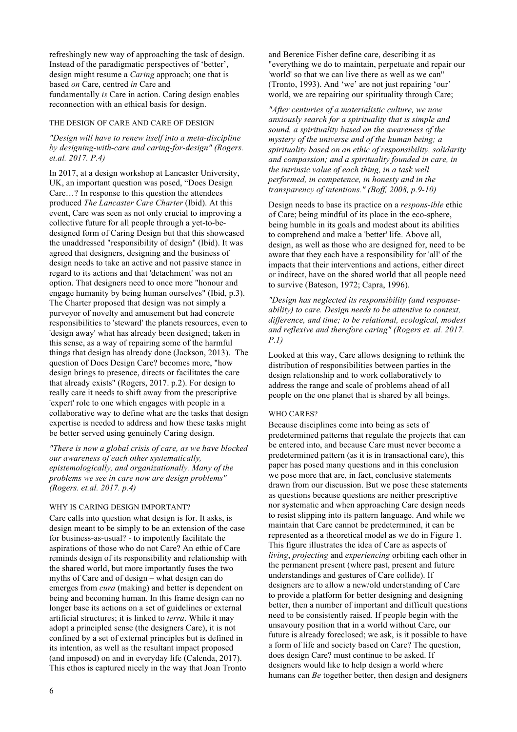refreshingly new way of approaching the task of design. Instead of the paradigmatic perspectives of 'better', design might resume a *Caring* approach; one that is based *on* Care, centred *in* Care and fundamentally *is* Care in action. Caring design enables reconnection with an ethical basis for design.

### THE DESIGN OF CARE AND CARE OF DESIGN

*"Design will have to renew itself into a meta-discipline by designing-with-care and caring-for-design" (Rogers. et.al. 2017. P.4)*

In 2017, at a design workshop at Lancaster University, UK, an important question was posed, "Does Design Care…? In response to this question the attendees produced *The Lancaster Care Charter* (Ibid). At this event, Care was seen as not only crucial to improving a collective future for all people through a yet-to-be-designed form of Caring Design but that this showcased the unaddressed "responsibility of design" (Ibid). It was agreed that designers, designing and the business of design needs to take an active and not passive stance in regard to its actions and that 'detachment' was not an option. That designers need to once more "honour and engage humanity by being human ourselves" (Ibid, p.3). The Charter proposed that design was not simply a purveyor of novelty and amusement but had concrete responsibilities to 'steward' the planets resources, even to 'design away' what has already been designed; taken in this sense, as a way of repairing some of the harmful things that design has already done (Jackson, 2013). The question of Does Design Care? becomes more, "how design brings to presence, directs or facilitates the care that already exists" (Rogers, 2017. p.2). For design to really care it needs to shift away from the prescriptive 'expert' role to one which engages with people in a collaborative way to define what are the tasks that design expertise is needed to address and how these tasks might be better served using genuinely Caring design.

*"There is now a global crisis of care, as we have blocked our awareness of each other systematically, epistemologically, and organizationally. Many of the problems we see in care now are design problems" (Rogers. et.al. 2017. p.4)*

### WHY IS CARING DESIGN IMPORTANT?

Care calls into question what design is for. It asks, is design meant to be simply to be an extension of the case for business-as-usual? - to impotently facilitate the aspirations of those who do not Care? An ethic of Care reminds design of its responsibility and relationship with the shared world, but more importantly fuses the two myths of Care and of design – what design can do emerges from *cura* (making) and better is dependent on being and becoming human. In this frame design can no longer base its actions on a set of guidelines or external artificial structures; it is linked to *terra*. While it may adopt a principled sense (the designers Care), it is not confined by a set of external principles but is defined in its intention, as well as the resultant impact proposed (and imposed) on and in everyday life (Calenda, 2017). This ethos is captured nicely in the way that Joan Tronto and Berenice Fisher define care, describing it as "everything we do to maintain, perpetuate and repair our 'world' so that we can live there as well as we can" (Tronto, 1993). And 'we' are not just repairing 'our' world, we are repairing our spirituality through Care;

*"After centuries of a materialistic culture, we now anxiously search for a spirituality that is simple and sound, a spirituality based on the awareness of the mystery of the universe and of the human being; a spirituality based on an ethic of responsibility, solidarity and compassion; and a spirituality founded in care, in the intrinsic value of each thing, in a task well performed, in competence, in honesty and in the transparency of intentions." (Boff, 2008, p.9-10)*

Design needs to base its practice on a *respons-ible* ethic of Care; being mindful of its place in the eco-sphere, being humble in its goals and modest about its abilities to comprehend and make a 'better' life. Above all, design, as well as those who are designed for, need to be aware that they each have a responsibility for 'all' of the impacts that their interventions and actions, either direct or indirect, have on the shared world that all people need to survive (Bateson, 1972; Capra, 1996).

*"Design has neglected its responsibility (and response-ability) to care. Design needs to be attentive to context, difference, and time; to be relational, ecological, modest and reflexive and therefore caring" (Rogers et. al. 2017. P.1)*

Looked at this way, Care allows designing to rethink the distribution of responsibilities between parties in the design relationship and to work collaboratively to address the range and scale of problems ahead of all people on the one planet that is shared by all beings.

### WHO CARES?

Because disciplines come into being as sets of predetermined patterns that regulate the projects that can be entered into, and because Care must never become a predetermined pattern (as it is in transactional care), this paper has posed many questions and in this conclusion we pose more that are, in fact, conclusive statements drawn from our discussion. But we pose these statements as questions because questions are neither prescriptive nor systematic and when approaching Care design needs to resist slipping into its pattern language. And while we maintain that Care cannot be predetermined, it can be represented as a theoretical model as we do in Figure 1. This figure illustrates the idea of Care as aspects of *living*, *projecting* and *experiencing* orbiting each other in the permanent present (where past, present and future understandings and gestures of Care collide). If designers are to allow a new/old understanding of Care to provide a platform for better designing and designing better, then a number of important and difficult questions need to be consistently raised. If people begin with the unsavoury position that in a world without Care, our future is already foreclosed; we ask, is it possible to have a form of life and society based on Care? The question, does design Care? must continue to be asked. If designers would like to help design a world where humans can *Be* together better, then design and designers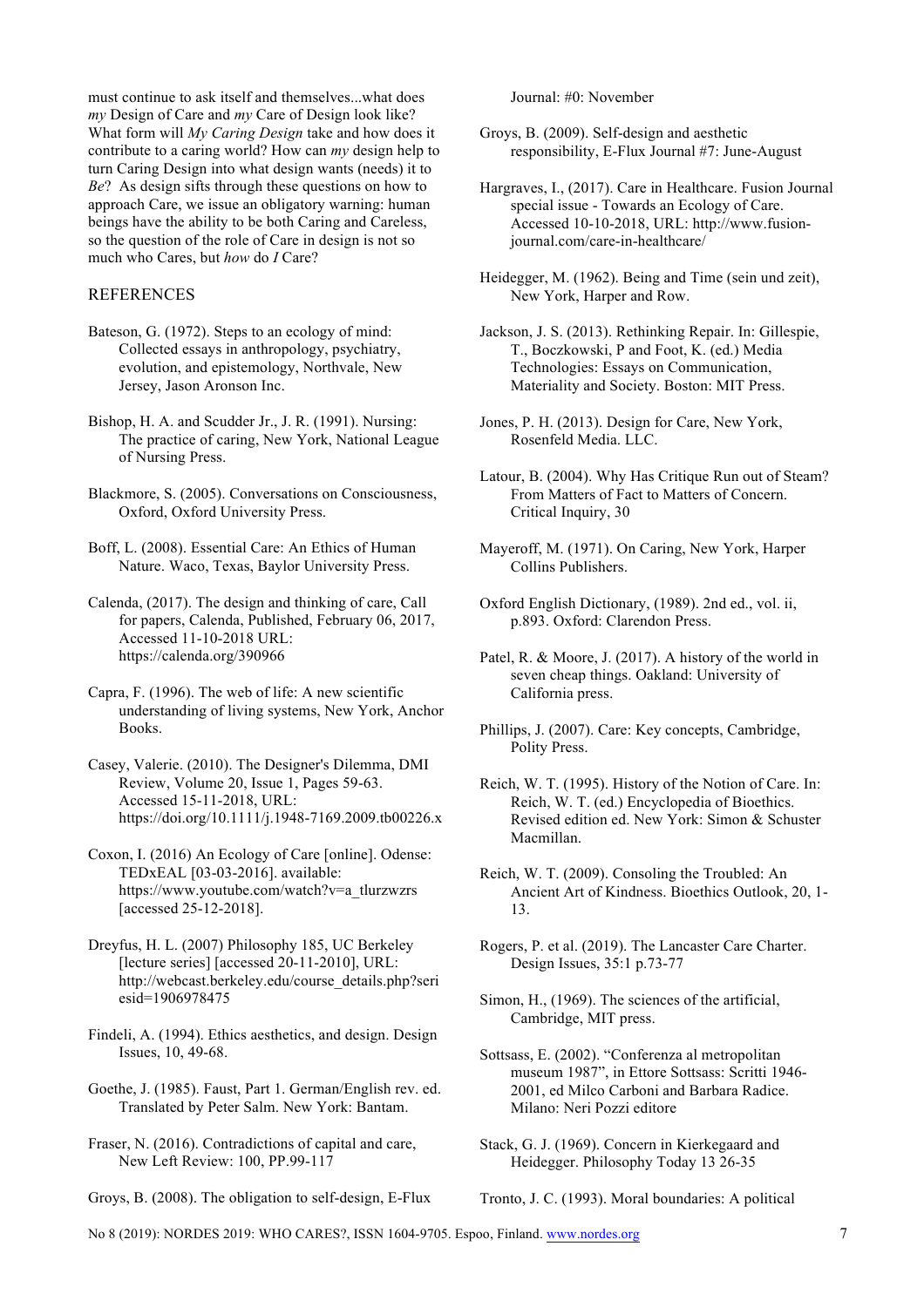must continue to ask itself and themselves...what does *my* Design of Care and *my* Care of Design look like? What form will *My Caring Design* take and how does it contribute to a caring world? How can *my* design help to turn Caring Design into what design wants (needs) it to *Be*? As design sifts through these questions on how to approach Care, we issue an obligatory warning: human beings have the ability to be both Caring and Careless, so the question of the role of Care in design is not so much who Cares, but *how* do *I* Care?

## REFERENCES

Bateson, G. (1972). Steps to an ecology of mind: Collected essays in anthropology, psychiatry, evolution, and epistemology, Northvale, New Jersey, Jason Aronson Inc.

Bishop, H. A. and Scudder Jr., J. R. (1991). Nursing: The practice of caring, New York, National League of Nursing Press.

Blackmore, S. (2005). Conversations on Consciousness, Oxford, Oxford University Press.

Boff, L. (2008). Essential Care: An Ethics of Human Nature. Waco, Texas, Baylor University Press.

Calenda, (2017). The design and thinking of care, Call for papers, Calenda, Published, February 06, 2017, Accessed 11-10-2018 URL: https://calenda.org/390966

Capra, F. (1996). The web of life: A new scientific understanding of living systems, New York, Anchor Books.

Casey, Valerie. (2010). The Designer's Dilemma, DMI Review, Volume 20, Issue 1, Pages 59-63. Accessed 15-11-2018, URL: https://doi.org/10.1111/j.1948-7169.2009.tb00226.x

Coxon, I. (2016) An Ecology of Care [online]. Odense: TEDxEAL [03-03-2016]. available: https://www.youtube.com/watch?v=a_tlurzwzrs [accessed 25-12-2018].

Dreyfus, H. L. (2007) Philosophy 185, UC Berkeley [lecture series] [accessed 20-11-2010], URL: http://webcast.berkeley.edu/course_details.php?seriesid=1906978475

Findeli, A. (1994). Ethics aesthetics, and design. Design Issues, 10, 49-68.

Goethe, J. (1985). Faust, Part 1. German/English rev. ed. Translated by Peter Salm. New York: Bantam.

Fraser, N. (2016). Contradictions of capital and care, New Left Review: 100, PP.99-117

Groys, B. (2008). The obligation to self-design, E-Flux Journal: #0: November

Groys, B. (2009). Self-design and aesthetic responsibility, E-Flux Journal #7: June-August

Hargraves, I., (2017). Care in Healthcare. Fusion Journal special issue - Towards an Ecology of Care. Accessed 10-10-2018, URL: http://www.fusion-journal.com/care-in-healthcare/

Heidegger, M. (1962). Being and Time (sein und zeit), New York, Harper and Row.

Jackson, J. S. (2013). Rethinking Repair. In: Gillespie, T., Boczkowski, P and Foot, K. (ed.) Media Technologies: Essays on Communication, Materiality and Society. Boston: MIT Press.

Jones, P. H. (2013). Design for Care, New York, Rosenfeld Media. LLC.

Latour, B. (2004). Why Has Critique Run out of Steam? From Matters of Fact to Matters of Concern. Critical Inquiry, 30

Mayeroff, M. (1971). On Caring, New York, Harper Collins Publishers.

Oxford English Dictionary, (1989). 2nd ed., vol. ii, p.893. Oxford: Clarendon Press.

Patel, R. & Moore, J. (2017). A history of the world in seven cheap things. Oakland: University of California press.

Phillips, J. (2007). Care: Key concepts, Cambridge, Polity Press.

Reich, W. T. (1995). History of the Notion of Care. In: Reich, W. T. (ed.) Encyclopedia of Bioethics. Revised edition ed. New York: Simon & Schuster Macmillan.

Reich, W. T. (2009). Consoling the Troubled: An Ancient Art of Kindness. Bioethics Outlook, 20, 1-13.

Rogers, P. et al. (2019). The Lancaster Care Charter. Design Issues, 35:1 p.73-77

Simon, H., (1969). The sciences of the artificial, Cambridge, MIT press.

Sottsass, E. (2002). "Conferenza al metropolitan museum 1987", in Ettore Sottsass: Scritti 1946-2001, ed Milco Carboni and Barbara Radice. Milano: Neri Pozzi editore

Stack, G. J. (1969). Concern in Kierkegaard and Heidegger. Philosophy Today 13 26-35

Tronto, J. C. (1993). Moral boundaries: A political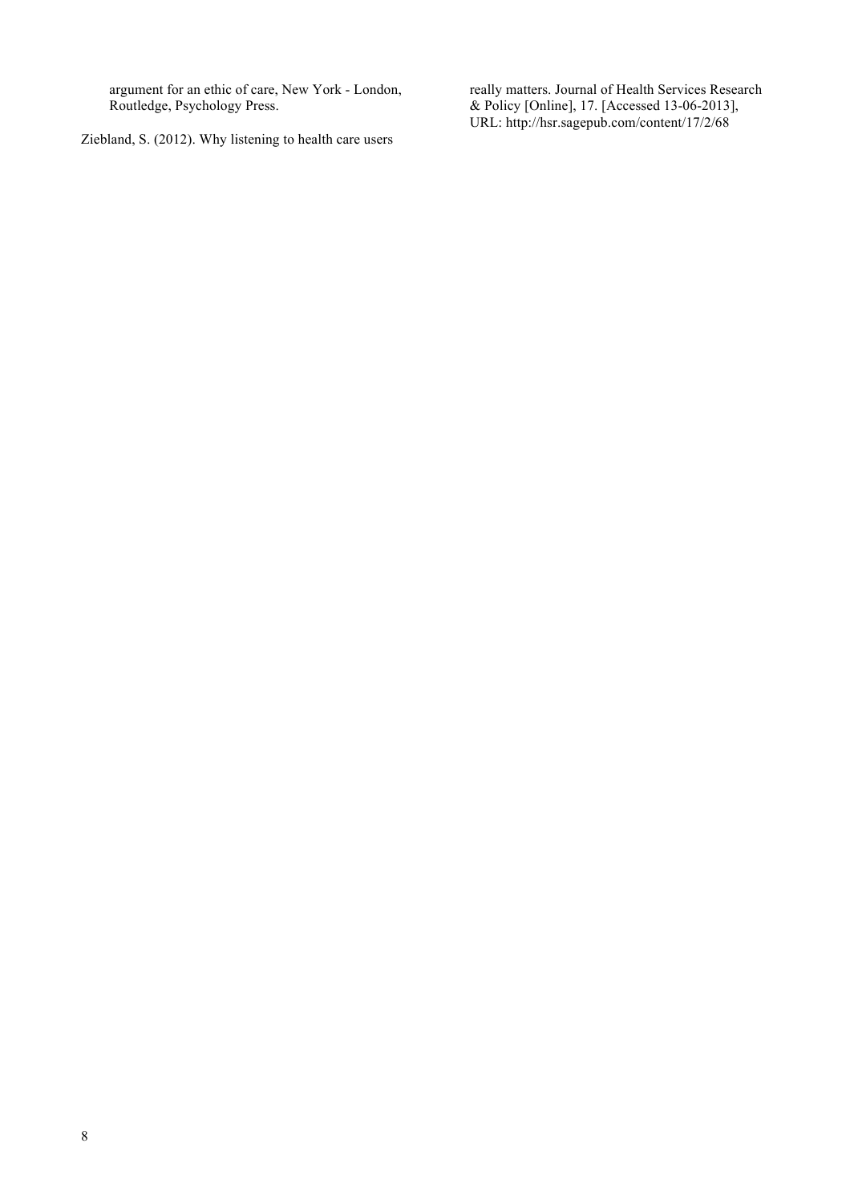argument for an ethic of care, New York - London, Routledge, Psychology Press.

Ziebland, S. (2012). Why listening to health care users really matters. Journal of Health Services Research & Policy [Online], 17. [Accessed 13-06-2013], URL: http://hsr.sagepub.com/content/17/2/68